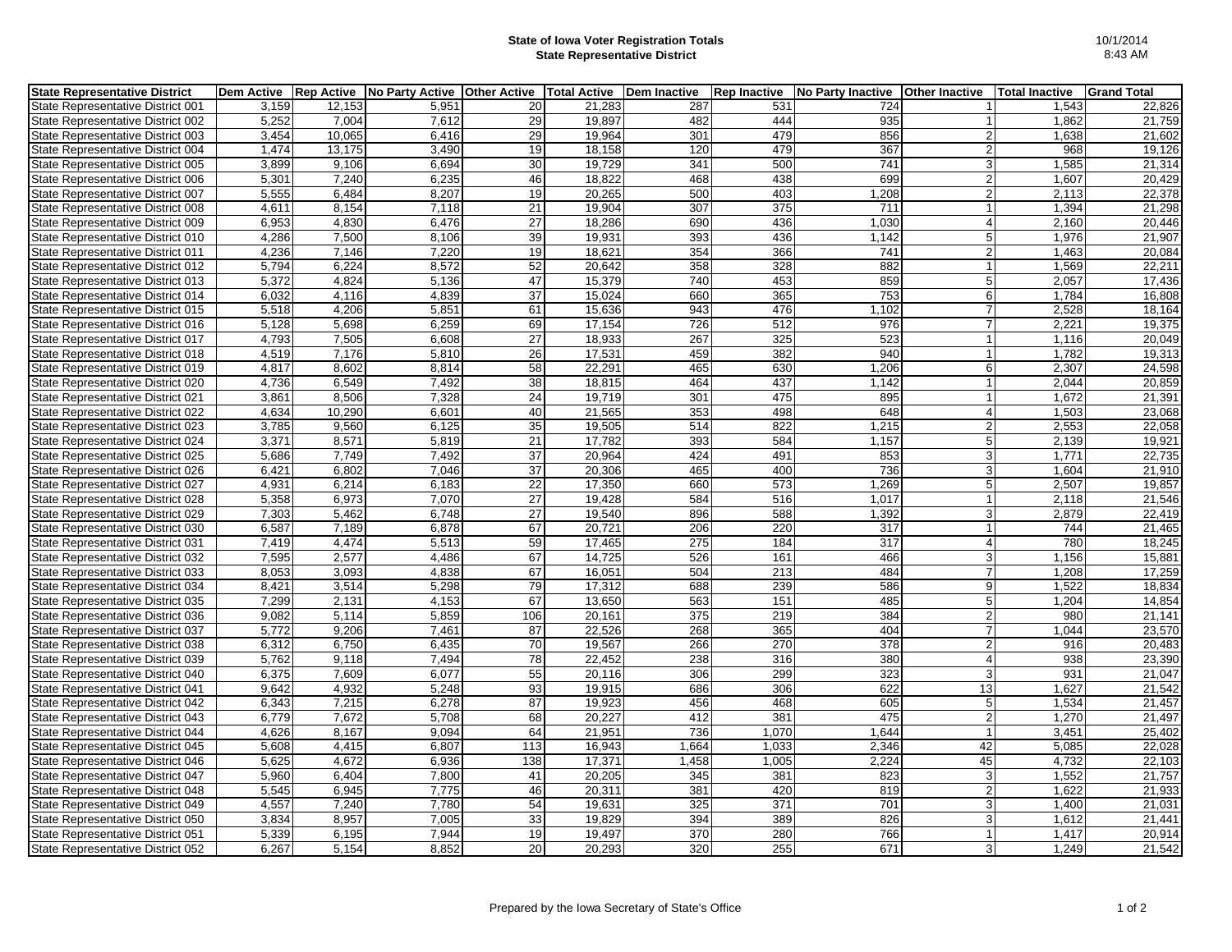# State of Iowa Voter Registration Totals
## State Representative District

10/1/2014
8:43 AM

| State Representative District | Dem Active | Rep Active | No Party Active | Other Active | Total Active | Dem Inactive | Rep Inactive | No Party Inactive | Other Inactive | Total Inactive | Grand Total |
|---|---|---|---|---|---|---|---|---|---|---|---|
| State Representative District 001 | 3,159 | 12,153 | 5,951 | 20 | 21,283 | 287 | 531 | 724 | 1 | 1,543 | 22,826 |
| State Representative District 002 | 5,252 | 7,004 | 7,612 | 29 | 19,897 | 482 | 444 | 935 | 1 | 1,862 | 21,759 |
| State Representative District 003 | 3,454 | 10,065 | 6,416 | 29 | 19,964 | 301 | 479 | 856 | 2 | 1,638 | 21,602 |
| State Representative District 004 | 1,474 | 13,175 | 3,490 | 19 | 18,158 | 120 | 479 | 367 | 2 | 968 | 19,126 |
| State Representative District 005 | 3,899 | 9,106 | 6,694 | 30 | 19,729 | 341 | 500 | 741 | 3 | 1,585 | 21,314 |
| State Representative District 006 | 5,301 | 7,240 | 6,235 | 46 | 18,822 | 468 | 438 | 699 | 2 | 1,607 | 20,429 |
| State Representative District 007 | 5,555 | 6,484 | 8,207 | 19 | 20,265 | 500 | 403 | 1,208 | 2 | 2,113 | 22,378 |
| State Representative District 008 | 4,611 | 8,154 | 7,118 | 21 | 19,904 | 307 | 375 | 711 | 1 | 1,394 | 21,298 |
| State Representative District 009 | 6,953 | 4,830 | 6,476 | 27 | 18,286 | 690 | 436 | 1,030 | 4 | 2,160 | 20,446 |
| State Representative District 010 | 4,286 | 7,500 | 8,106 | 39 | 19,931 | 393 | 436 | 1,142 | 5 | 1,976 | 21,907 |
| State Representative District 011 | 4,236 | 7,146 | 7,220 | 19 | 18,621 | 354 | 366 | 741 | 2 | 1,463 | 20,084 |
| State Representative District 012 | 5,794 | 6,224 | 8,572 | 52 | 20,642 | 358 | 328 | 882 | 1 | 1,569 | 22,211 |
| State Representative District 013 | 5,372 | 4,824 | 5,136 | 47 | 15,379 | 740 | 453 | 859 | 5 | 2,057 | 17,436 |
| State Representative District 014 | 6,032 | 4,116 | 4,839 | 37 | 15,024 | 660 | 365 | 753 | 6 | 1,784 | 16,808 |
| State Representative District 015 | 5,518 | 4,206 | 5,851 | 61 | 15,636 | 943 | 476 | 1,102 | 7 | 2,528 | 18,164 |
| State Representative District 016 | 5,128 | 5,698 | 6,259 | 69 | 17,154 | 726 | 512 | 976 | 7 | 2,221 | 19,375 |
| State Representative District 017 | 4,793 | 7,505 | 6,608 | 27 | 18,933 | 267 | 325 | 523 | 1 | 1,116 | 20,049 |
| State Representative District 018 | 4,519 | 7,176 | 5,810 | 26 | 17,531 | 459 | 382 | 940 | 1 | 1,782 | 19,313 |
| State Representative District 019 | 4,817 | 8,602 | 8,814 | 58 | 22,291 | 465 | 630 | 1,206 | 6 | 2,307 | 24,598 |
| State Representative District 020 | 4,736 | 6,549 | 7,492 | 38 | 18,815 | 464 | 437 | 1,142 | 1 | 2,044 | 20,859 |
| State Representative District 021 | 3,861 | 8,506 | 7,328 | 24 | 19,719 | 301 | 475 | 895 | 1 | 1,672 | 21,391 |
| State Representative District 022 | 4,634 | 10,290 | 6,601 | 40 | 21,565 | 353 | 498 | 648 | 4 | 1,503 | 23,068 |
| State Representative District 023 | 3,785 | 9,560 | 6,125 | 35 | 19,505 | 514 | 822 | 1,215 | 2 | 2,553 | 22,058 |
| State Representative District 024 | 3,371 | 8,571 | 5,819 | 21 | 17,782 | 393 | 584 | 1,157 | 5 | 2,139 | 19,921 |
| State Representative District 025 | 5,686 | 7,749 | 7,492 | 37 | 20,964 | 424 | 491 | 853 | 3 | 1,771 | 22,735 |
| State Representative District 026 | 6,421 | 6,802 | 7,046 | 37 | 20,306 | 465 | 400 | 736 | 3 | 1,604 | 21,910 |
| State Representative District 027 | 4,931 | 6,214 | 6,183 | 22 | 17,350 | 660 | 573 | 1,269 | 5 | 2,507 | 19,857 |
| State Representative District 028 | 5,358 | 6,973 | 7,070 | 27 | 19,428 | 584 | 516 | 1,017 | 1 | 2,118 | 21,546 |
| State Representative District 029 | 7,303 | 5,462 | 6,748 | 27 | 19,540 | 896 | 588 | 1,392 | 3 | 2,879 | 22,419 |
| State Representative District 030 | 6,587 | 7,189 | 6,878 | 67 | 20,721 | 206 | 220 | 317 | 1 | 744 | 21,465 |
| State Representative District 031 | 7,419 | 4,474 | 5,513 | 59 | 17,465 | 275 | 184 | 317 | 4 | 780 | 18,245 |
| State Representative District 032 | 7,595 | 2,577 | 4,486 | 67 | 14,725 | 526 | 161 | 466 | 3 | 1,156 | 15,881 |
| State Representative District 033 | 8,053 | 3,093 | 4,838 | 67 | 16,051 | 504 | 213 | 484 | 7 | 1,208 | 17,259 |
| State Representative District 034 | 8,421 | 3,514 | 5,298 | 79 | 17,312 | 688 | 239 | 586 | 9 | 1,522 | 18,834 |
| State Representative District 035 | 7,299 | 2,131 | 4,153 | 67 | 13,650 | 563 | 151 | 485 | 5 | 1,204 | 14,854 |
| State Representative District 036 | 9,082 | 5,114 | 5,859 | 106 | 20,161 | 375 | 219 | 384 | 2 | 980 | 21,141 |
| State Representative District 037 | 5,772 | 9,206 | 7,461 | 87 | 22,526 | 268 | 365 | 404 | 7 | 1,044 | 23,570 |
| State Representative District 038 | 6,312 | 6,750 | 6,435 | 70 | 19,567 | 266 | 270 | 378 | 2 | 916 | 20,483 |
| State Representative District 039 | 5,762 | 9,118 | 7,494 | 78 | 22,452 | 238 | 316 | 380 | 4 | 938 | 23,390 |
| State Representative District 040 | 6,375 | 7,609 | 6,077 | 55 | 20,116 | 306 | 299 | 323 | 3 | 931 | 21,047 |
| State Representative District 041 | 9,642 | 4,932 | 5,248 | 93 | 19,915 | 686 | 306 | 622 | 13 | 1,627 | 21,542 |
| State Representative District 042 | 6,343 | 7,215 | 6,278 | 87 | 19,923 | 456 | 468 | 605 | 5 | 1,534 | 21,457 |
| State Representative District 043 | 6,779 | 7,672 | 5,708 | 68 | 20,227 | 412 | 381 | 475 | 2 | 1,270 | 21,497 |
| State Representative District 044 | 4,626 | 8,167 | 9,094 | 64 | 21,951 | 736 | 1,070 | 1,644 | 1 | 3,451 | 25,402 |
| State Representative District 045 | 5,608 | 4,415 | 6,807 | 113 | 16,943 | 1,664 | 1,033 | 2,346 | 42 | 5,085 | 22,028 |
| State Representative District 046 | 5,625 | 4,672 | 6,936 | 138 | 17,371 | 1,458 | 1,005 | 2,224 | 45 | 4,732 | 22,103 |
| State Representative District 047 | 5,960 | 6,404 | 7,800 | 41 | 20,205 | 345 | 381 | 823 | 3 | 1,552 | 21,757 |
| State Representative District 048 | 5,545 | 6,945 | 7,775 | 46 | 20,311 | 381 | 420 | 819 | 2 | 1,622 | 21,933 |
| State Representative District 049 | 4,557 | 7,240 | 7,780 | 54 | 19,631 | 325 | 371 | 701 | 3 | 1,400 | 21,031 |
| State Representative District 050 | 3,834 | 8,957 | 7,005 | 33 | 19,829 | 394 | 389 | 826 | 3 | 1,612 | 21,441 |
| State Representative District 051 | 5,339 | 6,195 | 7,944 | 19 | 19,497 | 370 | 280 | 766 | 1 | 1,417 | 20,914 |
| State Representative District 052 | 6,267 | 5,154 | 8,852 | 20 | 20,293 | 320 | 255 | 671 | 3 | 1,249 | 21,542 |

Prepared by the Iowa Secretary of State's Office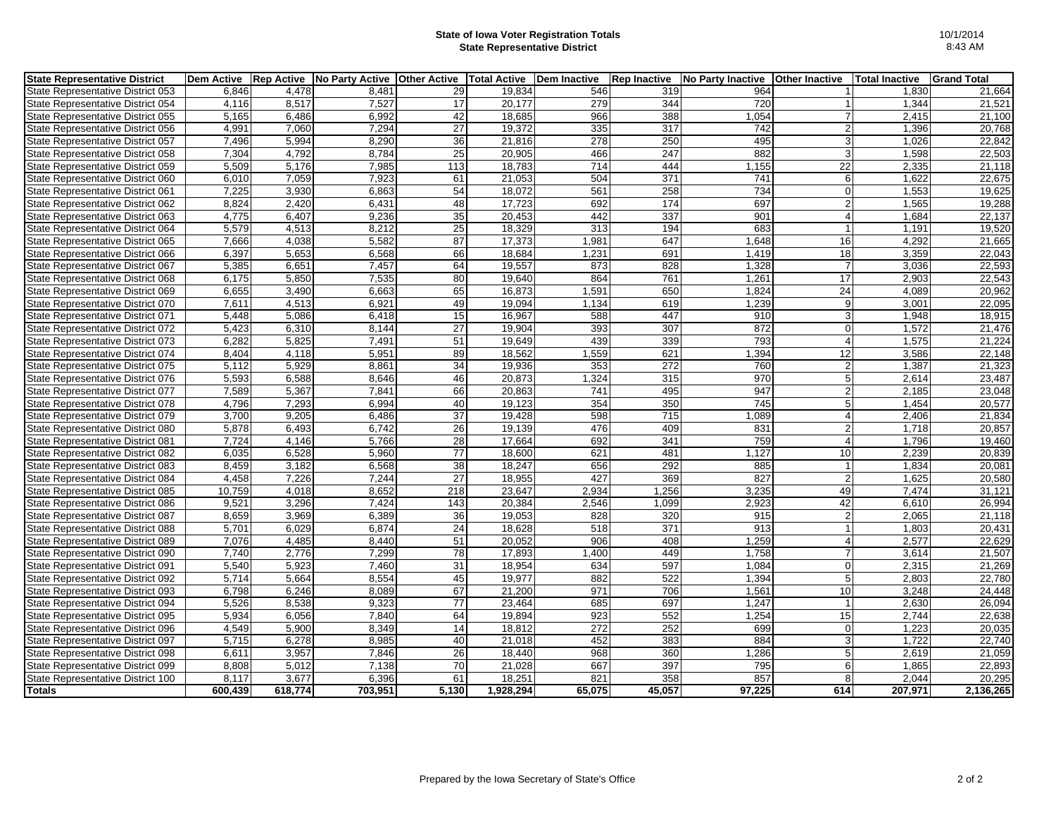**State of Iowa Voter Registration Totals**
**State Representative District**

10/1/2014
8:43 AM

| State Representative District | Dem Active | Rep Active | No Party Active | Other Active | Total Active | Dem Inactive | Rep Inactive | No Party Inactive | Other Inactive | Total Inactive | Grand Total |
|---|---|---|---|---|---|---|---|---|---|---|---|
| State Representative District 053 | 6,846 | 4,478 | 8,481 | 29 | 19,834 | 546 | 319 | 964 | 1 | 1,830 | 21,664 |
| State Representative District 054 | 4,116 | 8,517 | 7,527 | 17 | 20,177 | 279 | 344 | 720 | 1 | 1,344 | 21,521 |
| State Representative District 055 | 5,165 | 6,486 | 6,992 | 42 | 18,685 | 966 | 388 | 1,054 | 7 | 2,415 | 21,100 |
| State Representative District 056 | 4,991 | 7,060 | 7,294 | 27 | 19,372 | 335 | 317 | 742 | 2 | 1,396 | 20,768 |
| State Representative District 057 | 7,496 | 5,994 | 8,290 | 36 | 21,816 | 278 | 250 | 495 | 3 | 1,026 | 22,842 |
| State Representative District 058 | 7,304 | 4,792 | 8,784 | 25 | 20,905 | 466 | 247 | 882 | 3 | 1,598 | 22,503 |
| State Representative District 059 | 5,509 | 5,176 | 7,985 | 113 | 18,783 | 714 | 444 | 1,155 | 22 | 2,335 | 21,118 |
| State Representative District 060 | 6,010 | 7,059 | 7,923 | 61 | 21,053 | 504 | 371 | 741 | 6 | 1,622 | 22,675 |
| State Representative District 061 | 7,225 | 3,930 | 6,863 | 54 | 18,072 | 561 | 258 | 734 | 0 | 1,553 | 19,625 |
| State Representative District 062 | 8,824 | 2,420 | 6,431 | 48 | 17,723 | 692 | 174 | 697 | 2 | 1,565 | 19,288 |
| State Representative District 063 | 4,775 | 6,407 | 9,236 | 35 | 20,453 | 442 | 337 | 901 | 4 | 1,684 | 22,137 |
| State Representative District 064 | 5,579 | 4,513 | 8,212 | 25 | 18,329 | 313 | 194 | 683 | 1 | 1,191 | 19,520 |
| State Representative District 065 | 7,666 | 4,038 | 5,582 | 87 | 17,373 | 1,981 | 647 | 1,648 | 16 | 4,292 | 21,665 |
| State Representative District 066 | 6,397 | 5,653 | 6,568 | 66 | 18,684 | 1,231 | 691 | 1,419 | 18 | 3,359 | 22,043 |
| State Representative District 067 | 5,385 | 6,651 | 7,457 | 64 | 19,557 | 873 | 828 | 1,328 | 7 | 3,036 | 22,593 |
| State Representative District 068 | 6,175 | 5,850 | 7,535 | 80 | 19,640 | 864 | 761 | 1,261 | 17 | 2,903 | 22,543 |
| State Representative District 069 | 6,655 | 3,490 | 6,663 | 65 | 16,873 | 1,591 | 650 | 1,824 | 24 | 4,089 | 20,962 |
| State Representative District 070 | 7,611 | 4,513 | 6,921 | 49 | 19,094 | 1,134 | 619 | 1,239 | 9 | 3,001 | 22,095 |
| State Representative District 071 | 5,448 | 5,086 | 6,418 | 15 | 16,967 | 588 | 447 | 910 | 3 | 1,948 | 18,915 |
| State Representative District 072 | 5,423 | 6,310 | 8,144 | 27 | 19,904 | 393 | 307 | 872 | 0 | 1,572 | 21,476 |
| State Representative District 073 | 6,282 | 5,825 | 7,491 | 51 | 19,649 | 439 | 339 | 793 | 4 | 1,575 | 21,224 |
| State Representative District 074 | 8,404 | 4,118 | 5,951 | 89 | 18,562 | 1,559 | 621 | 1,394 | 12 | 3,586 | 22,148 |
| State Representative District 075 | 5,112 | 5,929 | 8,861 | 34 | 19,936 | 353 | 272 | 760 | 2 | 1,387 | 21,323 |
| State Representative District 076 | 5,593 | 6,588 | 8,646 | 46 | 20,873 | 1,324 | 315 | 970 | 5 | 2,614 | 23,487 |
| State Representative District 077 | 7,589 | 5,367 | 7,841 | 66 | 20,863 | 741 | 495 | 947 | 2 | 2,185 | 23,048 |
| State Representative District 078 | 4,796 | 7,293 | 6,994 | 40 | 19,123 | 354 | 350 | 745 | 5 | 1,454 | 20,577 |
| State Representative District 079 | 3,700 | 9,205 | 6,486 | 37 | 19,428 | 598 | 715 | 1,089 | 4 | 2,406 | 21,834 |
| State Representative District 080 | 5,878 | 6,493 | 6,742 | 26 | 19,139 | 476 | 409 | 831 | 2 | 1,718 | 20,857 |
| State Representative District 081 | 7,724 | 4,146 | 5,766 | 28 | 17,664 | 692 | 341 | 759 | 4 | 1,796 | 19,460 |
| State Representative District 082 | 6,035 | 6,528 | 5,960 | 77 | 18,600 | 621 | 481 | 1,127 | 10 | 2,239 | 20,839 |
| State Representative District 083 | 8,459 | 3,182 | 6,568 | 38 | 18,247 | 656 | 292 | 885 | 1 | 1,834 | 20,081 |
| State Representative District 084 | 4,458 | 7,226 | 7,244 | 27 | 18,955 | 427 | 369 | 827 | 2 | 1,625 | 20,580 |
| State Representative District 085 | 10,759 | 4,018 | 8,652 | 218 | 23,647 | 2,934 | 1,256 | 3,235 | 49 | 7,474 | 31,121 |
| State Representative District 086 | 9,521 | 3,296 | 7,424 | 143 | 20,384 | 2,546 | 1,099 | 2,923 | 42 | 6,610 | 26,994 |
| State Representative District 087 | 8,659 | 3,969 | 6,389 | 36 | 19,053 | 828 | 320 | 915 | 2 | 2,065 | 21,118 |
| State Representative District 088 | 5,701 | 6,029 | 6,874 | 24 | 18,628 | 518 | 371 | 913 | 1 | 1,803 | 20,431 |
| State Representative District 089 | 7,076 | 4,485 | 8,440 | 51 | 20,052 | 906 | 408 | 1,259 | 4 | 2,577 | 22,629 |
| State Representative District 090 | 7,740 | 2,776 | 7,299 | 78 | 17,893 | 1,400 | 449 | 1,758 | 7 | 3,614 | 21,507 |
| State Representative District 091 | 5,540 | 5,923 | 7,460 | 31 | 18,954 | 634 | 597 | 1,084 | 0 | 2,315 | 21,269 |
| State Representative District 092 | 5,714 | 5,664 | 8,554 | 45 | 19,977 | 882 | 522 | 1,394 | 5 | 2,803 | 22,780 |
| State Representative District 093 | 6,798 | 6,246 | 8,089 | 67 | 21,200 | 971 | 706 | 1,561 | 10 | 3,248 | 24,448 |
| State Representative District 094 | 5,526 | 8,538 | 9,323 | 77 | 23,464 | 685 | 697 | 1,247 | 1 | 2,630 | 26,094 |
| State Representative District 095 | 5,934 | 6,056 | 7,840 | 64 | 19,894 | 923 | 552 | 1,254 | 15 | 2,744 | 22,638 |
| State Representative District 096 | 4,549 | 5,900 | 8,349 | 14 | 18,812 | 272 | 252 | 699 | 0 | 1,223 | 20,035 |
| State Representative District 097 | 5,715 | 6,278 | 8,985 | 40 | 21,018 | 452 | 383 | 884 | 3 | 1,722 | 22,740 |
| State Representative District 098 | 6,611 | 3,957 | 7,846 | 26 | 18,440 | 968 | 360 | 1,286 | 5 | 2,619 | 21,059 |
| State Representative District 099 | 8,808 | 5,012 | 7,138 | 70 | 21,028 | 667 | 397 | 795 | 6 | 1,865 | 22,893 |
| State Representative District 100 | 8,117 | 3,677 | 6,396 | 61 | 18,251 | 821 | 358 | 857 | 8 | 2,044 | 20,295 |
| **Totals** | **600,439** | **618,774** | **703,951** | **5,130** | **1,928,294** | **65,075** | **45,057** | **97,225** | **614** | **207,971** | **2,136,265** |

Prepared by the Iowa Secretary of State's Office